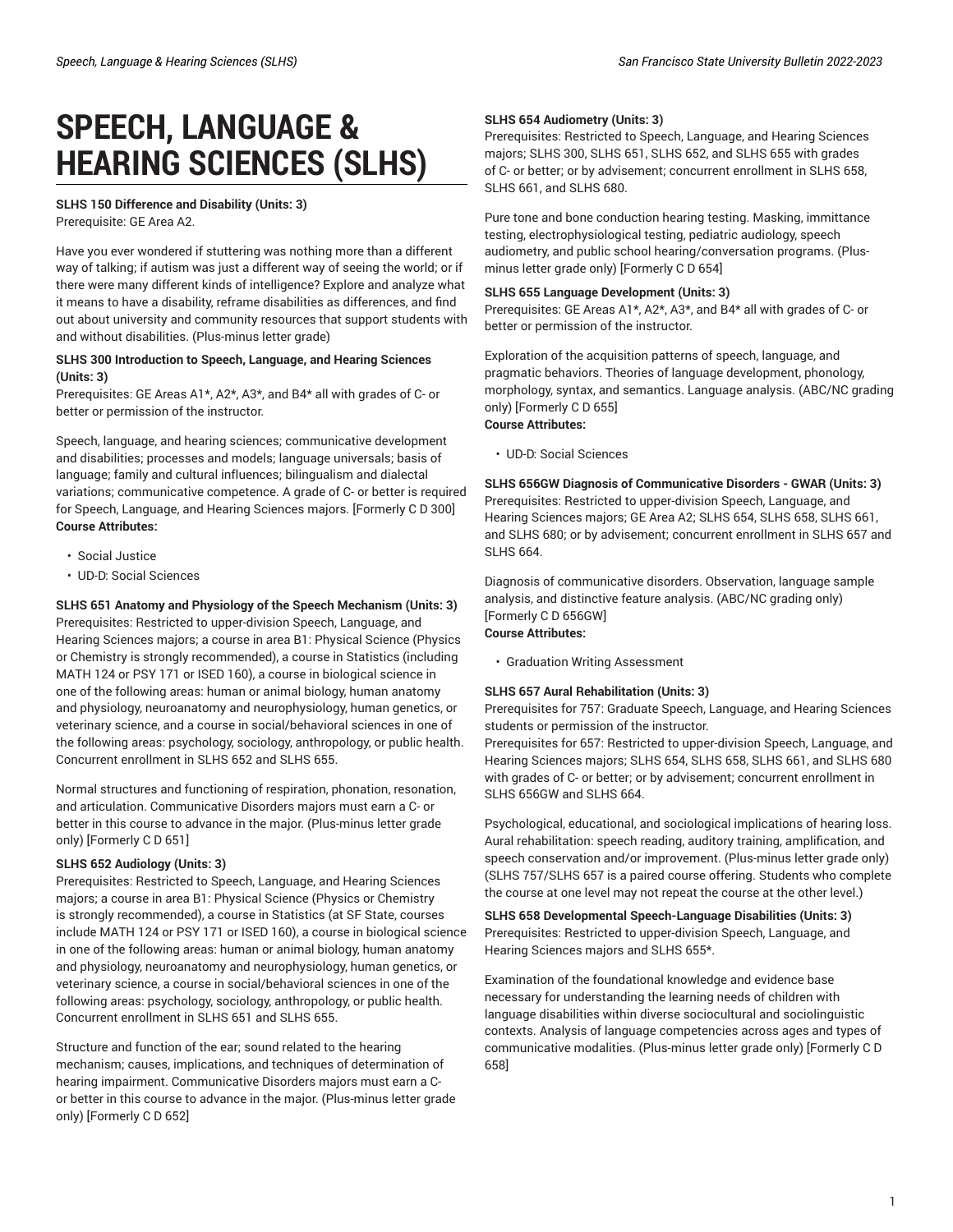# SPEECH, LANGUAGE & HEARING SCIENCES (SLHS)

**SLHS 150 Difference and Disability (Units: 3)**
Prerequisite: GE Area A2.

Have you ever wondered if stuttering was nothing more than a different way of talking; if autism was just a different way of seeing the world; or if there were many different kinds of intelligence? Explore and analyze what it means to have a disability, reframe disabilities as differences, and find out about university and community resources that support students with and without disabilities. (Plus-minus letter grade)

**SLHS 300 Introduction to Speech, Language, and Hearing Sciences (Units: 3)**
Prerequisites: GE Areas A1*, A2*, A3*, and B4* all with grades of C- or better or permission of the instructor.

Speech, language, and hearing sciences; communicative development and disabilities; processes and models; language universals; basis of language; family and cultural influences; bilingualism and dialectal variations; communicative competence. A grade of C- or better is required for Speech, Language, and Hearing Sciences majors. [Formerly C D 300]
**Course Attributes:**

- Social Justice
- UD-D: Social Sciences

**SLHS 651 Anatomy and Physiology of the Speech Mechanism (Units: 3)**
Prerequisites: Restricted to upper-division Speech, Language, and Hearing Sciences majors; a course in area B1: Physical Science (Physics or Chemistry is strongly recommended), a course in Statistics (including MATH 124 or PSY 171 or ISED 160), a course in biological science in one of the following areas: human or animal biology, human anatomy and physiology, neuroanatomy and neurophysiology, human genetics, or veterinary science, and a course in social/behavioral sciences in one of the following areas: psychology, sociology, anthropology, or public health. Concurrent enrollment in SLHS 652 and SLHS 655.

Normal structures and functioning of respiration, phonation, resonation, and articulation. Communicative Disorders majors must earn a C- or better in this course to advance in the major. (Plus-minus letter grade only) [Formerly C D 651]

**SLHS 652 Audiology (Units: 3)**
Prerequisites: Restricted to Speech, Language, and Hearing Sciences majors; a course in area B1: Physical Science (Physics or Chemistry is strongly recommended), a course in Statistics (at SF State, courses include MATH 124 or PSY 171 or ISED 160), a course in biological science in one of the following areas: human or animal biology, human anatomy and physiology, neuroanatomy and neurophysiology, human genetics, or veterinary science, a course in social/behavioral sciences in one of the following areas: psychology, sociology, anthropology, or public health. Concurrent enrollment in SLHS 651 and SLHS 655.

Structure and function of the ear; sound related to the hearing mechanism; causes, implications, and techniques of determination of hearing impairment. Communicative Disorders majors must earn a C- or better in this course to advance in the major. (Plus-minus letter grade only) [Formerly C D 652]

**SLHS 654 Audiometry (Units: 3)**
Prerequisites: Restricted to Speech, Language, and Hearing Sciences majors; SLHS 300, SLHS 651, SLHS 652, and SLHS 655 with grades of C- or better; or by advisement; concurrent enrollment in SLHS 658, SLHS 661, and SLHS 680.

Pure tone and bone conduction hearing testing. Masking, immittance testing, electrophysiological testing, pediatric audiology, speech audiometry, and public school hearing/conversation programs. (Plus-minus letter grade only) [Formerly C D 654]

**SLHS 655 Language Development (Units: 3)**
Prerequisites: GE Areas A1*, A2*, A3*, and B4* all with grades of C- or better or permission of the instructor.

Exploration of the acquisition patterns of speech, language, and pragmatic behaviors. Theories of language development, phonology, morphology, syntax, and semantics. Language analysis. (ABC/NC grading only) [Formerly C D 655]
**Course Attributes:**

- UD-D: Social Sciences

**SLHS 656GW Diagnosis of Communicative Disorders - GWAR (Units: 3)**
Prerequisites: Restricted to upper-division Speech, Language, and Hearing Sciences majors; GE Area A2; SLHS 654, SLHS 658, SLHS 661, and SLHS 680; or by advisement; concurrent enrollment in SLHS 657 and SLHS 664.

Diagnosis of communicative disorders. Observation, language sample analysis, and distinctive feature analysis. (ABC/NC grading only) [Formerly C D 656GW]
**Course Attributes:**

- Graduation Writing Assessment

**SLHS 657 Aural Rehabilitation (Units: 3)**
Prerequisites for 757: Graduate Speech, Language, and Hearing Sciences students or permission of the instructor.
Prerequisites for 657: Restricted to upper-division Speech, Language, and Hearing Sciences majors; SLHS 654, SLHS 658, SLHS 661, and SLHS 680 with grades of C- or better; or by advisement; concurrent enrollment in SLHS 656GW and SLHS 664.

Psychological, educational, and sociological implications of hearing loss. Aural rehabilitation: speech reading, auditory training, amplification, and speech conservation and/or improvement. (Plus-minus letter grade only) (SLHS 757/SLHS 657 is a paired course offering. Students who complete the course at one level may not repeat the course at the other level.)

**SLHS 658 Developmental Speech-Language Disabilities (Units: 3)**
Prerequisites: Restricted to upper-division Speech, Language, and Hearing Sciences majors and SLHS 655*.

Examination of the foundational knowledge and evidence base necessary for understanding the learning needs of children with language disabilities within diverse sociocultural and sociolinguistic contexts. Analysis of language competencies across ages and types of communicative modalities. (Plus-minus letter grade only) [Formerly C D 658]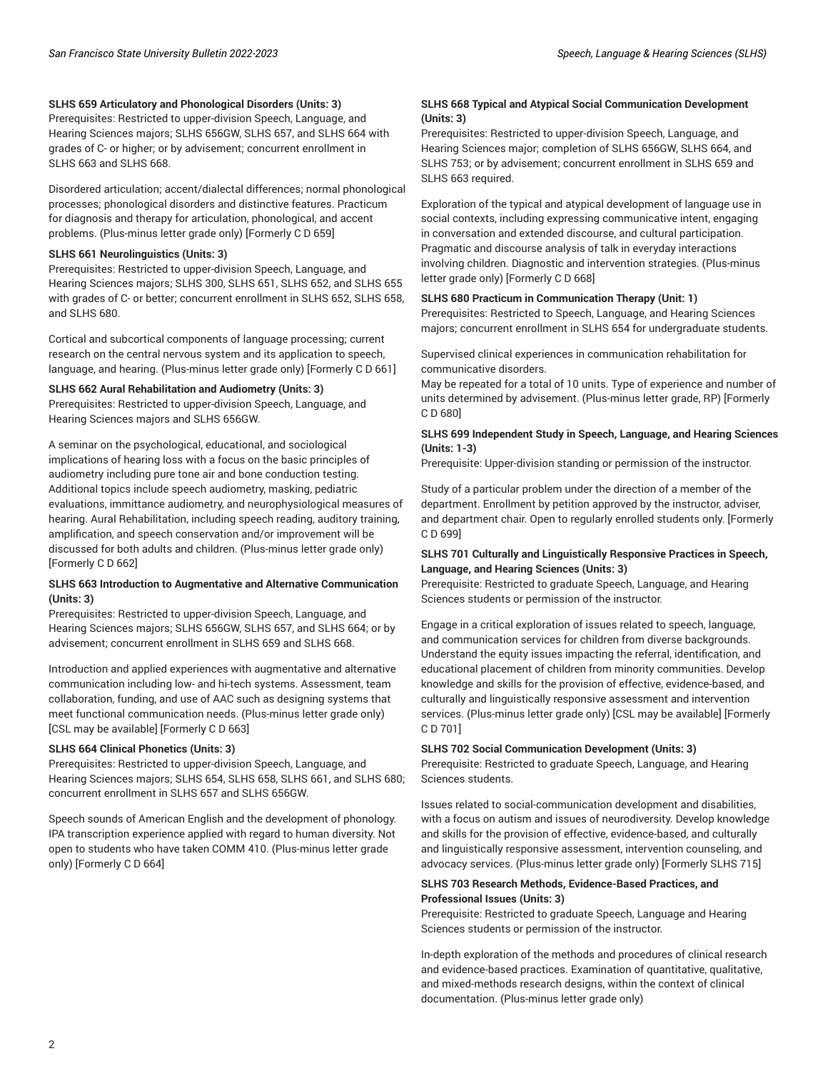**SLHS 659 Articulatory and Phonological Disorders (Units: 3)**
Prerequisites: Restricted to upper-division Speech, Language, and Hearing Sciences majors; SLHS 656GW, SLHS 657, and SLHS 664 with grades of C- or higher; or by advisement; concurrent enrollment in SLHS 663 and SLHS 668.

Disordered articulation; accent/dialectal differences; normal phonological processes; phonological disorders and distinctive features. Practicum for diagnosis and therapy for articulation, phonological, and accent problems. (Plus-minus letter grade only) [Formerly C D 659]

**SLHS 661 Neurolinguistics (Units: 3)**
Prerequisites: Restricted to upper-division Speech, Language, and Hearing Sciences majors; SLHS 300, SLHS 651, SLHS 652, and SLHS 655 with grades of C- or better; concurrent enrollment in SLHS 652, SLHS 658, and SLHS 680.

Cortical and subcortical components of language processing; current research on the central nervous system and its application to speech, language, and hearing. (Plus-minus letter grade only) [Formerly C D 661]

**SLHS 662 Aural Rehabilitation and Audiometry (Units: 3)**
Prerequisites: Restricted to upper-division Speech, Language, and Hearing Sciences majors and SLHS 656GW.

A seminar on the psychological, educational, and sociological implications of hearing loss with a focus on the basic principles of audiometry including pure tone air and bone conduction testing. Additional topics include speech audiometry, masking, pediatric evaluations, immittance audiometry, and neurophysiological measures of hearing. Aural Rehabilitation, including speech reading, auditory training, amplification, and speech conservation and/or improvement will be discussed for both adults and children. (Plus-minus letter grade only) [Formerly C D 662]

**SLHS 663 Introduction to Augmentative and Alternative Communication (Units: 3)**
Prerequisites: Restricted to upper-division Speech, Language, and Hearing Sciences majors; SLHS 656GW, SLHS 657, and SLHS 664; or by advisement; concurrent enrollment in SLHS 659 and SLHS 668.

Introduction and applied experiences with augmentative and alternative communication including low- and hi-tech systems. Assessment, team collaboration, funding, and use of AAC such as designing systems that meet functional communication needs. (Plus-minus letter grade only) [CSL may be available] [Formerly C D 663]

**SLHS 664 Clinical Phonetics (Units: 3)**
Prerequisites: Restricted to upper-division Speech, Language, and Hearing Sciences majors; SLHS 654, SLHS 658, SLHS 661, and SLHS 680; concurrent enrollment in SLHS 657 and SLHS 656GW.

Speech sounds of American English and the development of phonology. IPA transcription experience applied with regard to human diversity. Not open to students who have taken COMM 410. (Plus-minus letter grade only) [Formerly C D 664]

**SLHS 668 Typical and Atypical Social Communication Development (Units: 3)**
Prerequisites: Restricted to upper-division Speech, Language, and Hearing Sciences major; completion of SLHS 656GW, SLHS 664, and SLHS 753; or by advisement; concurrent enrollment in SLHS 659 and SLHS 663 required.

Exploration of the typical and atypical development of language use in social contexts, including expressing communicative intent, engaging in conversation and extended discourse, and cultural participation. Pragmatic and discourse analysis of talk in everyday interactions involving children. Diagnostic and intervention strategies. (Plus-minus letter grade only) [Formerly C D 668]

**SLHS 680 Practicum in Communication Therapy (Unit: 1)**
Prerequisites: Restricted to Speech, Language, and Hearing Sciences majors; concurrent enrollment in SLHS 654 for undergraduate students.

Supervised clinical experiences in communication rehabilitation for communicative disorders.
May be repeated for a total of 10 units. Type of experience and number of units determined by advisement. (Plus-minus letter grade, RP) [Formerly C D 680]

**SLHS 699 Independent Study in Speech, Language, and Hearing Sciences (Units: 1-3)**
Prerequisite: Upper-division standing or permission of the instructor.

Study of a particular problem under the direction of a member of the department. Enrollment by petition approved by the instructor, adviser, and department chair. Open to regularly enrolled students only. [Formerly C D 699]

**SLHS 701 Culturally and Linguistically Responsive Practices in Speech, Language, and Hearing Sciences (Units: 3)**
Prerequisite: Restricted to graduate Speech, Language, and Hearing Sciences students or permission of the instructor.

Engage in a critical exploration of issues related to speech, language, and communication services for children from diverse backgrounds. Understand the equity issues impacting the referral, identification, and educational placement of children from minority communities. Develop knowledge and skills for the provision of effective, evidence-based, and culturally and linguistically responsive assessment and intervention services. (Plus-minus letter grade only) [CSL may be available] [Formerly C D 701]

**SLHS 702 Social Communication Development (Units: 3)**
Prerequisite: Restricted to graduate Speech, Language, and Hearing Sciences students.

Issues related to social-communication development and disabilities, with a focus on autism and issues of neurodiversity. Develop knowledge and skills for the provision of effective, evidence-based, and culturally and linguistically responsive assessment, intervention counseling, and advocacy services. (Plus-minus letter grade only) [Formerly SLHS 715]

**SLHS 703 Research Methods, Evidence-Based Practices, and Professional Issues (Units: 3)**
Prerequisite: Restricted to graduate Speech, Language and Hearing Sciences students or permission of the instructor.

In-depth exploration of the methods and procedures of clinical research and evidence-based practices. Examination of quantitative, qualitative, and mixed-methods research designs, within the context of clinical documentation. (Plus-minus letter grade only)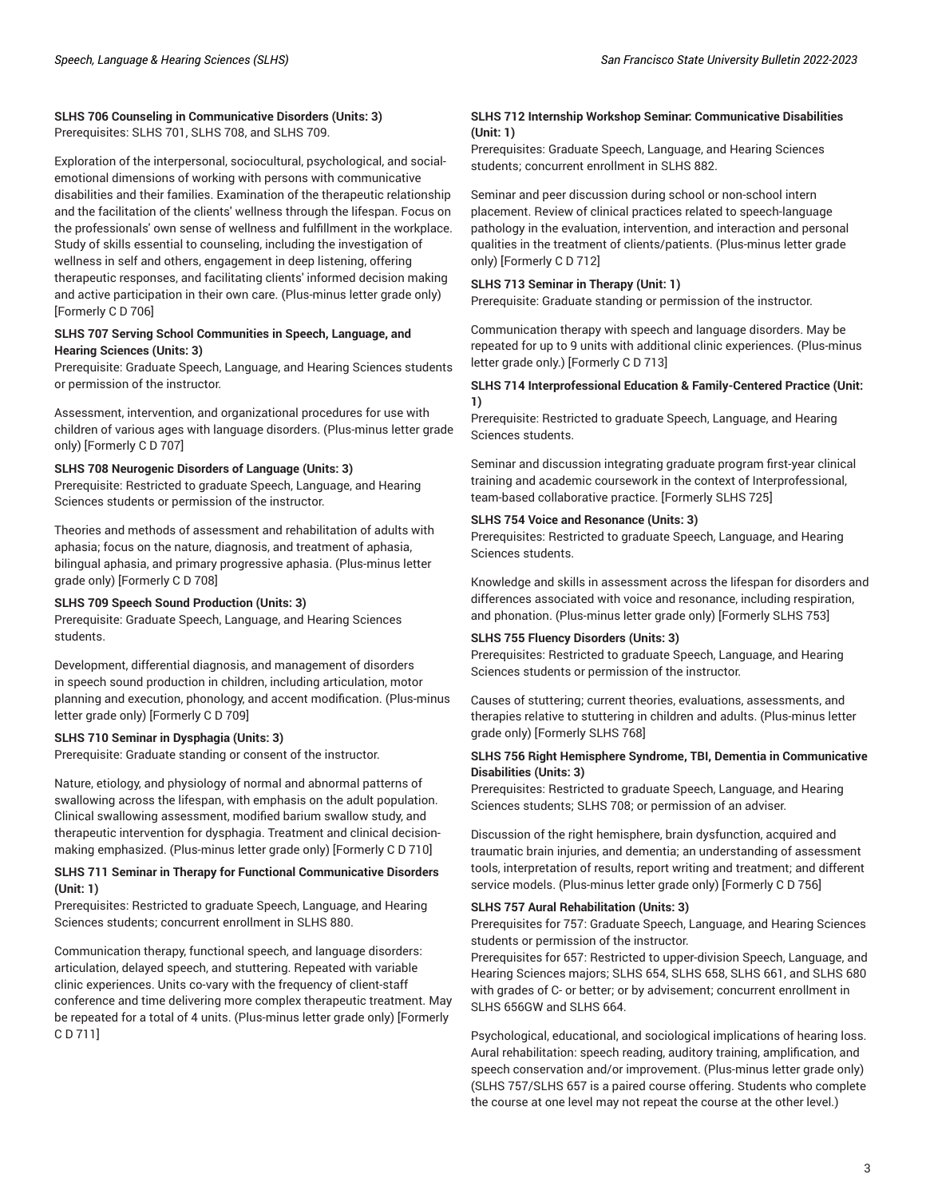**SLHS 706 Counseling in Communicative Disorders (Units: 3)**
Prerequisites: SLHS 701, SLHS 708, and SLHS 709.

Exploration of the interpersonal, sociocultural, psychological, and social-emotional dimensions of working with persons with communicative disabilities and their families. Examination of the therapeutic relationship and the facilitation of the clients' wellness through the lifespan. Focus on the professionals' own sense of wellness and fulfillment in the workplace. Study of skills essential to counseling, including the investigation of wellness in self and others, engagement in deep listening, offering therapeutic responses, and facilitating clients' informed decision making and active participation in their own care. (Plus-minus letter grade only) [Formerly C D 706]

**SLHS 707 Serving School Communities in Speech, Language, and Hearing Sciences (Units: 3)**
Prerequisite: Graduate Speech, Language, and Hearing Sciences students or permission of the instructor.

Assessment, intervention, and organizational procedures for use with children of various ages with language disorders. (Plus-minus letter grade only) [Formerly C D 707]

**SLHS 708 Neurogenic Disorders of Language (Units: 3)**
Prerequisite: Restricted to graduate Speech, Language, and Hearing Sciences students or permission of the instructor.

Theories and methods of assessment and rehabilitation of adults with aphasia; focus on the nature, diagnosis, and treatment of aphasia, bilingual aphasia, and primary progressive aphasia. (Plus-minus letter grade only) [Formerly C D 708]

**SLHS 709 Speech Sound Production (Units: 3)**
Prerequisite: Graduate Speech, Language, and Hearing Sciences students.

Development, differential diagnosis, and management of disorders in speech sound production in children, including articulation, motor planning and execution, phonology, and accent modification. (Plus-minus letter grade only) [Formerly C D 709]

**SLHS 710 Seminar in Dysphagia (Units: 3)**
Prerequisite: Graduate standing or consent of the instructor.

Nature, etiology, and physiology of normal and abnormal patterns of swallowing across the lifespan, with emphasis on the adult population. Clinical swallowing assessment, modified barium swallow study, and therapeutic intervention for dysphagia. Treatment and clinical decision-making emphasized. (Plus-minus letter grade only) [Formerly C D 710]

**SLHS 711 Seminar in Therapy for Functional Communicative Disorders (Unit: 1)**
Prerequisites: Restricted to graduate Speech, Language, and Hearing Sciences students; concurrent enrollment in SLHS 880.

Communication therapy, functional speech, and language disorders: articulation, delayed speech, and stuttering. Repeated with variable clinic experiences. Units co-vary with the frequency of client-staff conference and time delivering more complex therapeutic treatment. May be repeated for a total of 4 units. (Plus-minus letter grade only) [Formerly C D 711]

**SLHS 712 Internship Workshop Seminar: Communicative Disabilities (Unit: 1)**
Prerequisites: Graduate Speech, Language, and Hearing Sciences students; concurrent enrollment in SLHS 882.

Seminar and peer discussion during school or non-school intern placement. Review of clinical practices related to speech-language pathology in the evaluation, intervention, and interaction and personal qualities in the treatment of clients/patients. (Plus-minus letter grade only) [Formerly C D 712]

**SLHS 713 Seminar in Therapy (Unit: 1)**
Prerequisite: Graduate standing or permission of the instructor.

Communication therapy with speech and language disorders. May be repeated for up to 9 units with additional clinic experiences. (Plus-minus letter grade only.) [Formerly C D 713]

**SLHS 714 Interprofessional Education & Family-Centered Practice (Unit: 1)**
Prerequisite: Restricted to graduate Speech, Language, and Hearing Sciences students.

Seminar and discussion integrating graduate program first-year clinical training and academic coursework in the context of Interprofessional, team-based collaborative practice. [Formerly SLHS 725]

**SLHS 754 Voice and Resonance (Units: 3)**
Prerequisites: Restricted to graduate Speech, Language, and Hearing Sciences students.

Knowledge and skills in assessment across the lifespan for disorders and differences associated with voice and resonance, including respiration, and phonation. (Plus-minus letter grade only) [Formerly SLHS 753]

**SLHS 755 Fluency Disorders (Units: 3)**
Prerequisites: Restricted to graduate Speech, Language, and Hearing Sciences students or permission of the instructor.

Causes of stuttering; current theories, evaluations, assessments, and therapies relative to stuttering in children and adults. (Plus-minus letter grade only) [Formerly SLHS 768]

**SLHS 756 Right Hemisphere Syndrome, TBI, Dementia in Communicative Disabilities (Units: 3)**
Prerequisites: Restricted to graduate Speech, Language, and Hearing Sciences students; SLHS 708; or permission of an adviser.

Discussion of the right hemisphere, brain dysfunction, acquired and traumatic brain injuries, and dementia; an understanding of assessment tools, interpretation of results, report writing and treatment; and different service models. (Plus-minus letter grade only) [Formerly C D 756]

**SLHS 757 Aural Rehabilitation (Units: 3)**
Prerequisites for 757: Graduate Speech, Language, and Hearing Sciences students or permission of the instructor.
Prerequisites for 657: Restricted to upper-division Speech, Language, and Hearing Sciences majors; SLHS 654, SLHS 658, SLHS 661, and SLHS 680 with grades of C- or better; or by advisement; concurrent enrollment in SLHS 656GW and SLHS 664.

Psychological, educational, and sociological implications of hearing loss. Aural rehabilitation: speech reading, auditory training, amplification, and speech conservation and/or improvement. (Plus-minus letter grade only) (SLHS 757/SLHS 657 is a paired course offering. Students who complete the course at one level may not repeat the course at the other level.)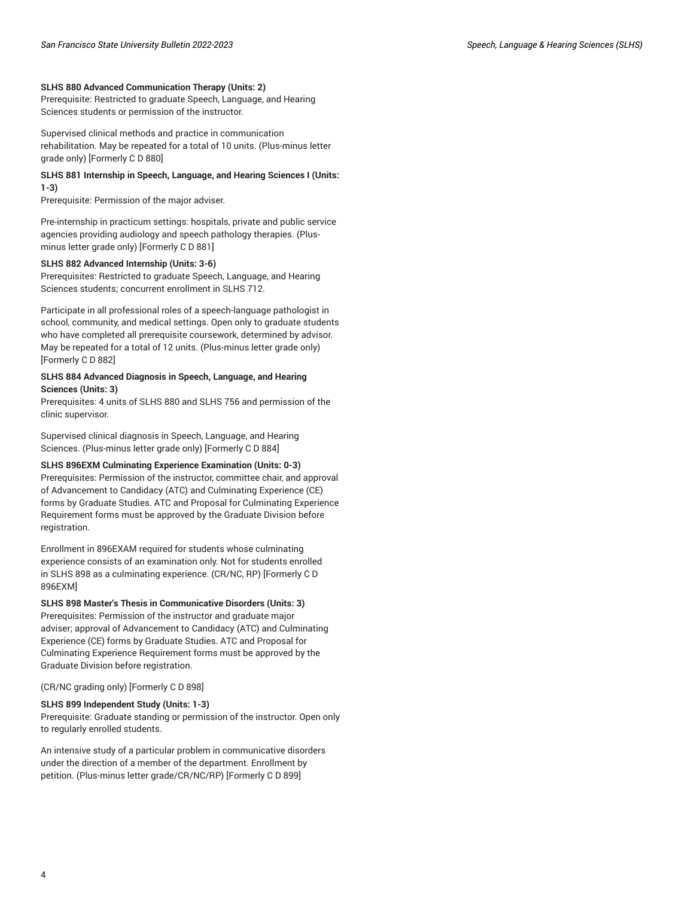**SLHS 880 Advanced Communication Therapy (Units: 2)**
Prerequisite: Restricted to graduate Speech, Language, and Hearing Sciences students or permission of the instructor.

Supervised clinical methods and practice in communication rehabilitation. May be repeated for a total of 10 units. (Plus-minus letter grade only) [Formerly C D 880]

**SLHS 881 Internship in Speech, Language, and Hearing Sciences I (Units: 1-3)**
Prerequisite: Permission of the major adviser.

Pre-internship in practicum settings: hospitals, private and public service agencies providing audiology and speech pathology therapies. (Plus-minus letter grade only) [Formerly C D 881]

**SLHS 882 Advanced Internship (Units: 3-6)**
Prerequisites: Restricted to graduate Speech, Language, and Hearing Sciences students; concurrent enrollment in SLHS 712.

Participate in all professional roles of a speech-language pathologist in school, community, and medical settings. Open only to graduate students who have completed all prerequisite coursework, determined by advisor. May be repeated for a total of 12 units. (Plus-minus letter grade only) [Formerly C D 882]

**SLHS 884 Advanced Diagnosis in Speech, Language, and Hearing Sciences (Units: 3)**
Prerequisites: 4 units of SLHS 880 and SLHS 756 and permission of the clinic supervisor.

Supervised clinical diagnosis in Speech, Language, and Hearing Sciences. (Plus-minus letter grade only) [Formerly C D 884]

**SLHS 896EXM Culminating Experience Examination (Units: 0-3)**
Prerequisites: Permission of the instructor, committee chair, and approval of Advancement to Candidacy (ATC) and Culminating Experience (CE) forms by Graduate Studies. ATC and Proposal for Culminating Experience Requirement forms must be approved by the Graduate Division before registration.

Enrollment in 896EXAM required for students whose culminating experience consists of an examination only. Not for students enrolled in SLHS 898 as a culminating experience. (CR/NC, RP) [Formerly C D 896EXM]

**SLHS 898 Master's Thesis in Communicative Disorders (Units: 3)**
Prerequisites: Permission of the instructor and graduate major adviser; approval of Advancement to Candidacy (ATC) and Culminating Experience (CE) forms by Graduate Studies. ATC and Proposal for Culminating Experience Requirement forms must be approved by the Graduate Division before registration.

(CR/NC grading only) [Formerly C D 898]

**SLHS 899 Independent Study (Units: 1-3)**
Prerequisite: Graduate standing or permission of the instructor. Open only to regularly enrolled students.

An intensive study of a particular problem in communicative disorders under the direction of a member of the department. Enrollment by petition. (Plus-minus letter grade/CR/NC/RP) [Formerly C D 899]